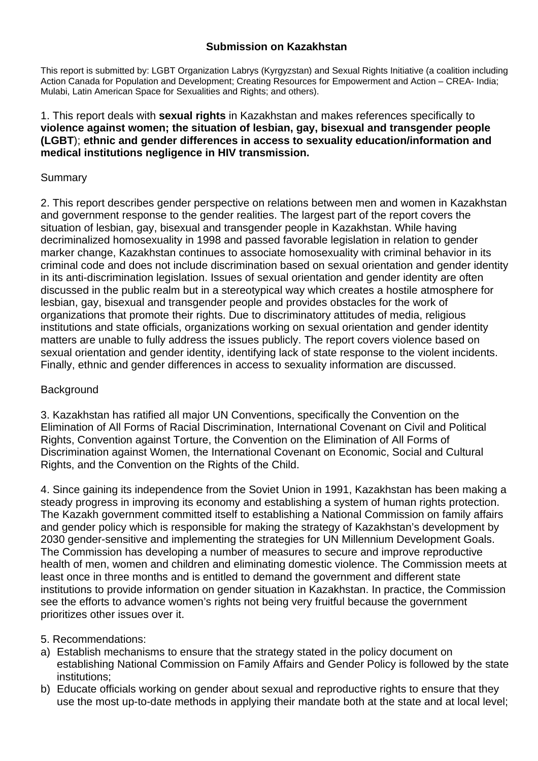# Submission on Kazakhstan

This report is submitted by: LGBT Organization Labrys (Kyrgyzstan) and Sexual Rights Initiative (a coalition including Action Canada for Population and Development; Creating Resources for Empowerment and Action – CREA- India; Mulabi, Latin American Space for Sexualities and Rights; and others).

1. This report deals with **sexual rights** in Kazakhstan and makes references specifically to **violence against women; the situation of lesbian, gay, bisexual and transgender people (LGBT)**; **ethnic and gender differences in access to sexuality education/information and medical institutions negligence in HIV transmission.**

Summary

2. This report describes gender perspective on relations between men and women in Kazakhstan and government response to the gender realities. The largest part of the report covers the situation of lesbian, gay, bisexual and transgender people in Kazakhstan. While having decriminalized homosexuality in 1998 and passed favorable legislation in relation to gender marker change, Kazakhstan continues to associate homosexuality with criminal behavior in its criminal code and does not include discrimination based on sexual orientation and gender identity in its anti-discrimination legislation. Issues of sexual orientation and gender identity are often discussed in the public realm but in a stereotypical way which creates a hostile atmosphere for lesbian, gay, bisexual and transgender people and provides obstacles for the work of organizations that promote their rights. Due to discriminatory attitudes of media, religious institutions and state officials, organizations working on sexual orientation and gender identity matters are unable to fully address the issues publicly. The report covers violence based on sexual orientation and gender identity, identifying lack of state response to the violent incidents. Finally, ethnic and gender differences in access to sexuality information are discussed.

Background

3. Kazakhstan has ratified all major UN Conventions, specifically the Convention on the Elimination of All Forms of Racial Discrimination, International Covenant on Civil and Political Rights, Convention against Torture, the Convention on the Elimination of All Forms of Discrimination against Women, the International Covenant on Economic, Social and Cultural Rights, and the Convention on the Rights of the Child.

4. Since gaining its independence from the Soviet Union in 1991, Kazakhstan has been making a steady progress in improving its economy and establishing a system of human rights protection. The Kazakh government committed itself to establishing a National Commission on family affairs and gender policy which is responsible for making the strategy of Kazakhstan's development by 2030 gender-sensitive and implementing the strategies for UN Millennium Development Goals. The Commission has developing a number of measures to secure and improve reproductive health of men, women and children and eliminating domestic violence. The Commission meets at least once in three months and is entitled to demand the government and different state institutions to provide information on gender situation in Kazakhstan. In practice, the Commission see the efforts to advance women's rights not being very fruitful because the government prioritizes other issues over it.

5. Recommendations:

a) Establish mechanisms to ensure that the strategy stated in the policy document on establishing National Commission on Family Affairs and Gender Policy is followed by the state institutions;
b) Educate officials working on gender about sexual and reproductive rights to ensure that they use the most up-to-date methods in applying their mandate both at the state and at local level;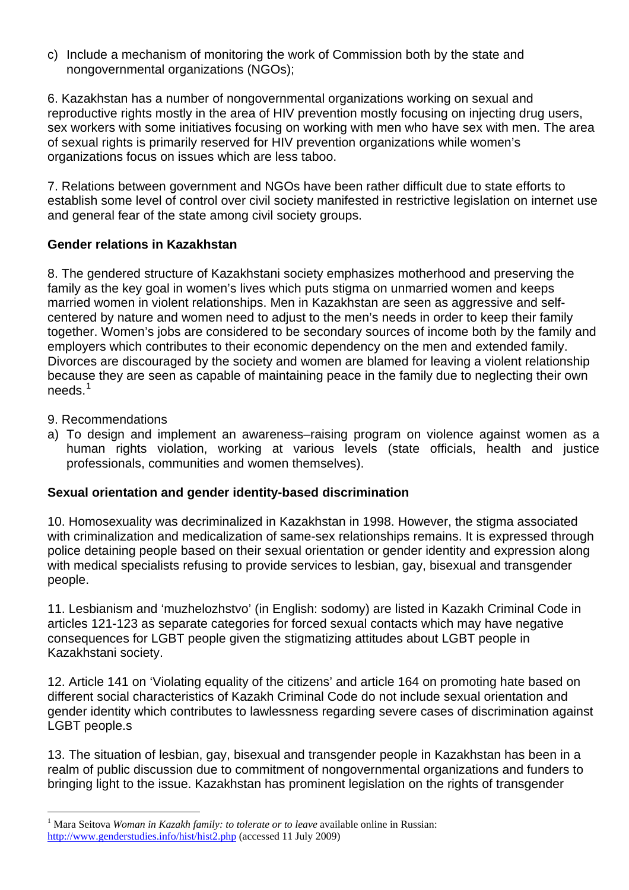c) Include a mechanism of monitoring the work of Commission both by the state and nongovernmental organizations (NGOs);

6. Kazakhstan has a number of nongovernmental organizations working on sexual and reproductive rights mostly in the area of HIV prevention mostly focusing on injecting drug users, sex workers with some initiatives focusing on working with men who have sex with men. The area of sexual rights is primarily reserved for HIV prevention organizations while women's organizations focus on issues which are less taboo.

7. Relations between government and NGOs have been rather difficult due to state efforts to establish some level of control over civil society manifested in restrictive legislation on internet use and general fear of the state among civil society groups.

**Gender relations in Kazakhstan**

8. The gendered structure of Kazakhstani society emphasizes motherhood and preserving the family as the key goal in women's lives which puts stigma on unmarried women and keeps married women in violent relationships. Men in Kazakhstan are seen as aggressive and self-centered by nature and women need to adjust to the men's needs in order to keep their family together. Women's jobs are considered to be secondary sources of income both by the family and employers which contributes to their economic dependency on the men and extended family. Divorces are discouraged by the society and women are blamed for leaving a violent relationship because they are seen as capable of maintaining peace in the family due to neglecting their own needs.[1]

9. Recommendations

a) To design and implement an awareness–raising program on violence against women as a human rights violation, working at various levels (state officials, health and justice professionals, communities and women themselves).

**Sexual orientation and gender identity-based discrimination**

10. Homosexuality was decriminalized in Kazakhstan in 1998. However, the stigma associated with criminalization and medicalization of same-sex relationships remains. It is expressed through police detaining people based on their sexual orientation or gender identity and expression along with medical specialists refusing to provide services to lesbian, gay, bisexual and transgender people.

11. Lesbianism and 'muzhelozhstvo' (in English: sodomy) are listed in Kazakh Criminal Code in articles 121-123 as separate categories for forced sexual contacts which may have negative consequences for LGBT people given the stigmatizing attitudes about LGBT people in Kazakhstani society.

12. Article 141 on 'Violating equality of the citizens' and article 164 on promoting hate based on different social characteristics of Kazakh Criminal Code do not include sexual orientation and gender identity which contributes to lawlessness regarding severe cases of discrimination against LGBT people.s

13. The situation of lesbian, gay, bisexual and transgender people in Kazakhstan has been in a realm of public discussion due to commitment of nongovernmental organizations and funders to bringing light to the issue. Kazakhstan has prominent legislation on the rights of transgender

[1] Mara Seitova *Woman in Kazakh family: to tolerate or to leave* available online in Russian: http://www.genderstudies.info/hist/hist2.php (accessed 11 July 2009)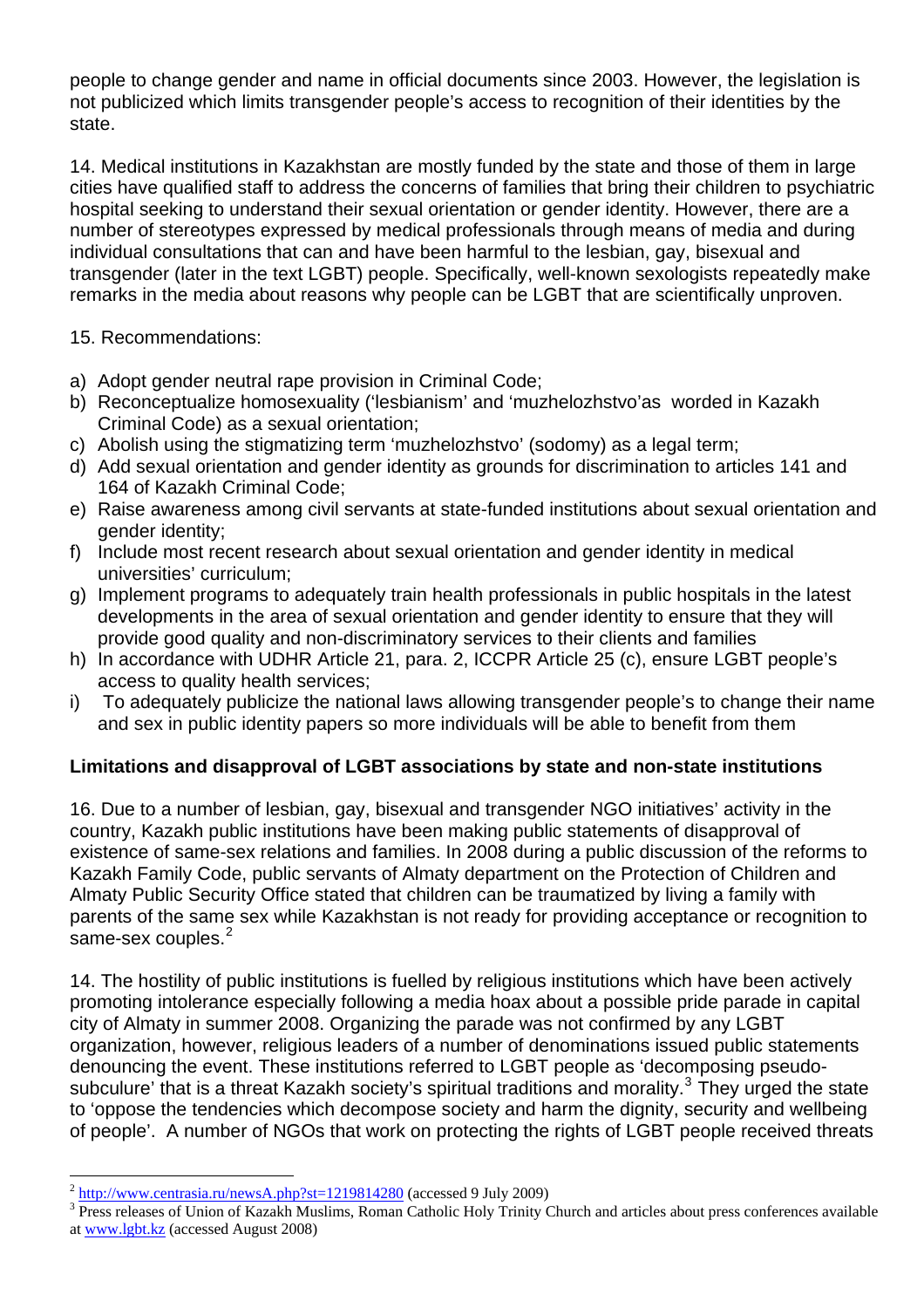people to change gender and name in official documents since 2003. However, the legislation is not publicized which limits transgender people's access to recognition of their identities by the state.

14. Medical institutions in Kazakhstan are mostly funded by the state and those of them in large cities have qualified staff to address the concerns of families that bring their children to psychiatric hospital seeking to understand their sexual orientation or gender identity. However, there are a number of stereotypes expressed by medical professionals through means of media and during individual consultations that can and have been harmful to the lesbian, gay, bisexual and transgender (later in the text LGBT) people. Specifically, well-known sexologists repeatedly make remarks in the media about reasons why people can be LGBT that are scientifically unproven.

15. Recommendations:

a) Adopt gender neutral rape provision in Criminal Code;
b) Reconceptualize homosexuality ('lesbianism' and 'muzhelozhstvo'as worded in Kazakh Criminal Code) as a sexual orientation;
c) Abolish using the stigmatizing term 'muzhelozhstvo' (sodomy) as a legal term;
d) Add sexual orientation and gender identity as grounds for discrimination to articles 141 and 164 of Kazakh Criminal Code;
e) Raise awareness among civil servants at state-funded institutions about sexual orientation and gender identity;
f) Include most recent research about sexual orientation and gender identity in medical universities' curriculum;
g) Implement programs to adequately train health professionals in public hospitals in the latest developments in the area of sexual orientation and gender identity to ensure that they will provide good quality and non-discriminatory services to their clients and families
h) In accordance with UDHR Article 21, para. 2, ICCPR Article 25 (c), ensure LGBT people's access to quality health services;
i) To adequately publicize the national laws allowing transgender people's to change their name and sex in public identity papers so more individuals will be able to benefit from them

**Limitations and disapproval of LGBT associations by state and non-state institutions**

16. Due to a number of lesbian, gay, bisexual and transgender NGO initiatives' activity in the country, Kazakh public institutions have been making public statements of disapproval of existence of same-sex relations and families. In 2008 during a public discussion of the reforms to Kazakh Family Code, public servants of Almaty department on the Protection of Children and Almaty Public Security Office stated that children can be traumatized by living a family with parents of the same sex while Kazakhstan is not ready for providing acceptance or recognition to same-sex couples.[2]

14. The hostility of public institutions is fuelled by religious institutions which have been actively promoting intolerance especially following a media hoax about a possible pride parade in capital city of Almaty in summer 2008. Organizing the parade was not confirmed by any LGBT organization, however, religious leaders of a number of denominations issued public statements denouncing the event. These institutions referred to LGBT people as 'decomposing pseudo-subculure' that is a threat Kazakh society's spiritual traditions and morality.[3] They urged the state to 'oppose the tendencies which decompose society and harm the dignity, security and wellbeing of people'. A number of NGOs that work on protecting the rights of LGBT people received threats

---

[2] http://www.centrasia.ru/newsA.php?st=1219814280 (accessed 9 July 2009)

[3] Press releases of Union of Kazakh Muslims, Roman Catholic Holy Trinity Church and articles about press conferences available at www.lgbt.kz (accessed August 2008)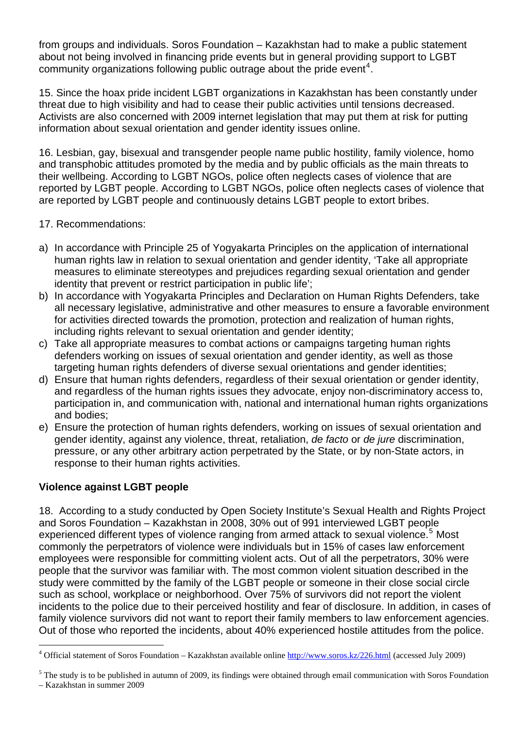from groups and individuals. Soros Foundation – Kazakhstan had to make a public statement about not being involved in financing pride events but in general providing support to LGBT community organizations following public outrage about the pride event[4].

15. Since the hoax pride incident LGBT organizations in Kazakhstan has been constantly under threat due to high visibility and had to cease their public activities until tensions decreased. Activists are also concerned with 2009 internet legislation that may put them at risk for putting information about sexual orientation and gender identity issues online.

16. Lesbian, gay, bisexual and transgender people name public hostility, family violence, homo and transphobic attitudes promoted by the media and by public officials as the main threats to their wellbeing. According to LGBT NGOs, police often neglects cases of violence that are reported by LGBT people. According to LGBT NGOs, police often neglects cases of violence that are reported by LGBT people and continuously detains LGBT people to extort bribes.

17. Recommendations:

a) In accordance with Principle 25 of Yogyakarta Principles on the application of international human rights law in relation to sexual orientation and gender identity, 'Take all appropriate measures to eliminate stereotypes and prejudices regarding sexual orientation and gender identity that prevent or restrict participation in public life';
b) In accordance with Yogyakarta Principles and Declaration on Human Rights Defenders, take all necessary legislative, administrative and other measures to ensure a favorable environment for activities directed towards the promotion, protection and realization of human rights, including rights relevant to sexual orientation and gender identity;
c) Take all appropriate measures to combat actions or campaigns targeting human rights defenders working on issues of sexual orientation and gender identity, as well as those targeting human rights defenders of diverse sexual orientations and gender identities;
d) Ensure that human rights defenders, regardless of their sexual orientation or gender identity, and regardless of the human rights issues they advocate, enjoy non-discriminatory access to, participation in, and communication with, national and international human rights organizations and bodies;
e) Ensure the protection of human rights defenders, working on issues of sexual orientation and gender identity, against any violence, threat, retaliation, *de facto* or *de jure* discrimination, pressure, or any other arbitrary action perpetrated by the State, or by non-State actors, in response to their human rights activities.

**Violence against LGBT people**

18. According to a study conducted by Open Society Institute's Sexual Health and Rights Project and Soros Foundation – Kazakhstan in 2008, 30% out of 991 interviewed LGBT people experienced different types of violence ranging from armed attack to sexual violence.[5] Most commonly the perpetrators of violence were individuals but in 15% of cases law enforcement employees were responsible for committing violent acts. Out of all the perpetrators, 30% were people that the survivor was familiar with. The most common violent situation described in the study were committed by the family of the LGBT people or someone in their close social circle such as school, workplace or neighborhood. Over 75% of survivors did not report the violent incidents to the police due to their perceived hostility and fear of disclosure. In addition, in cases of family violence survivors did not want to report their family members to law enforcement agencies. Out of those who reported the incidents, about 40% experienced hostile attitudes from the police.

---

[4] Official statement of Soros Foundation – Kazakhstan available online http://www.soros.kz/226.html (accessed July 2009)

[5] The study is to be published in autumn of 2009, its findings were obtained through email communication with Soros Foundation – Kazakhstan in summer 2009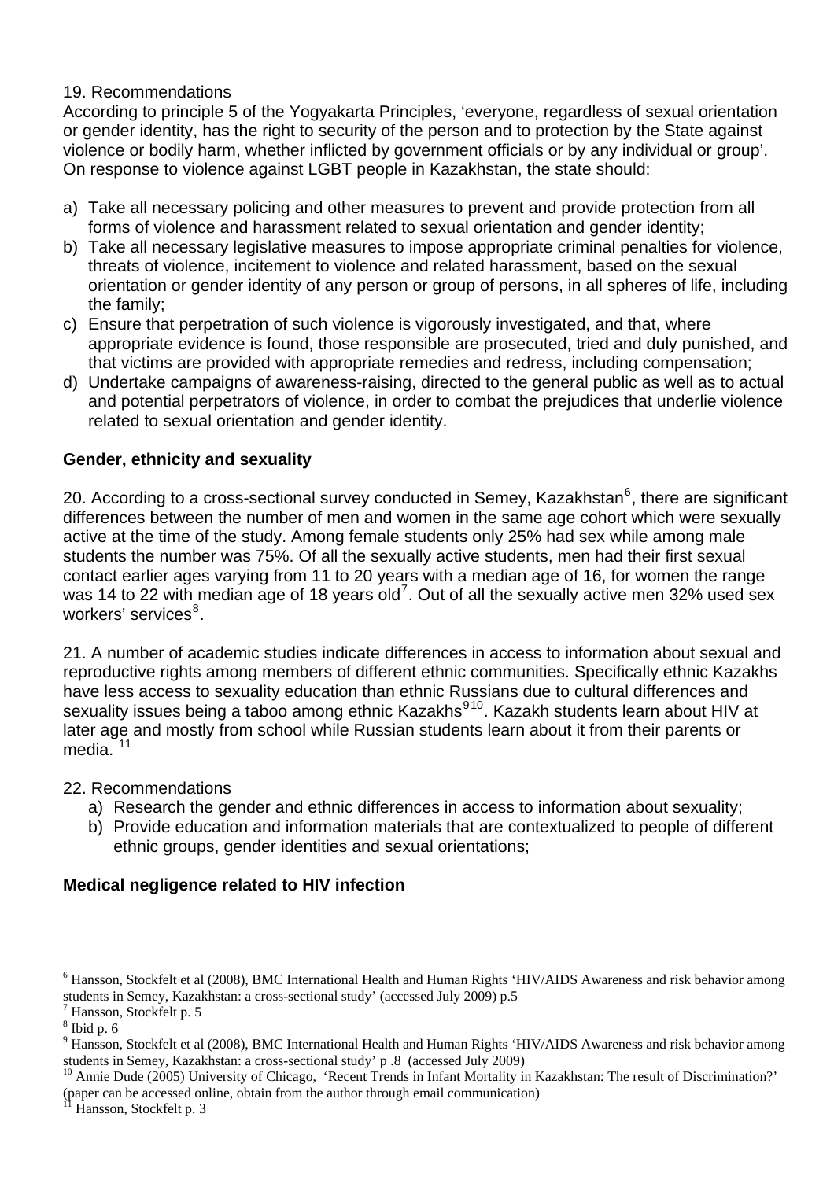19. Recommendations

According to principle 5 of the Yogyakarta Principles, 'everyone, regardless of sexual orientation or gender identity, has the right to security of the person and to protection by the State against violence or bodily harm, whether inflicted by government officials or by any individual or group'. On response to violence against LGBT people in Kazakhstan, the state should:

a) Take all necessary policing and other measures to prevent and provide protection from all forms of violence and harassment related to sexual orientation and gender identity;
b) Take all necessary legislative measures to impose appropriate criminal penalties for violence, threats of violence, incitement to violence and related harassment, based on the sexual orientation or gender identity of any person or group of persons, in all spheres of life, including the family;
c) Ensure that perpetration of such violence is vigorously investigated, and that, where appropriate evidence is found, those responsible are prosecuted, tried and duly punished, and that victims are provided with appropriate remedies and redress, including compensation;
d) Undertake campaigns of awareness-raising, directed to the general public as well as to actual and potential perpetrators of violence, in order to combat the prejudices that underlie violence related to sexual orientation and gender identity.

**Gender, ethnicity and sexuality**

20. According to a cross-sectional survey conducted in Semey, Kazakhstan[6], there are significant differences between the number of men and women in the same age cohort which were sexually active at the time of the study. Among female students only 25% had sex while among male students the number was 75%. Of all the sexually active students, men had their first sexual contact earlier ages varying from 11 to 20 years with a median age of 16, for women the range was 14 to 22 with median age of 18 years old[7]. Out of all the sexually active men 32% used sex workers' services[8].

21. A number of academic studies indicate differences in access to information about sexual and reproductive rights among members of different ethnic communities. Specifically ethnic Kazakhs have less access to sexuality education than ethnic Russians due to cultural differences and sexuality issues being a taboo among ethnic Kazakhs[9,10]. Kazakh students learn about HIV at later age and mostly from school while Russian students learn about it from their parents or media. [11]

22. Recommendations

a) Research the gender and ethnic differences in access to information about sexuality;
b) Provide education and information materials that are contextualized to people of different ethnic groups, gender identities and sexual orientations;

**Medical negligence related to HIV infection**

---

[6] Hansson, Stockfelt et al (2008), BMC International Health and Human Rights 'HIV/AIDS Awareness and risk behavior among students in Semey, Kazakhstan: a cross-sectional study' (accessed July 2009) p.5

[7] Hansson, Stockfelt p. 5

[8] Ibid p. 6

[9] Hansson, Stockfelt et al (2008), BMC International Health and Human Rights 'HIV/AIDS Awareness and risk behavior among students in Semey, Kazakhstan: a cross-sectional study' p .8 (accessed July 2009)

[10] Annie Dude (2005) University of Chicago, 'Recent Trends in Infant Mortality in Kazakhstan: The result of Discrimination?' (paper can be accessed online, obtain from the author through email communication)

[11] Hansson, Stockfelt p. 3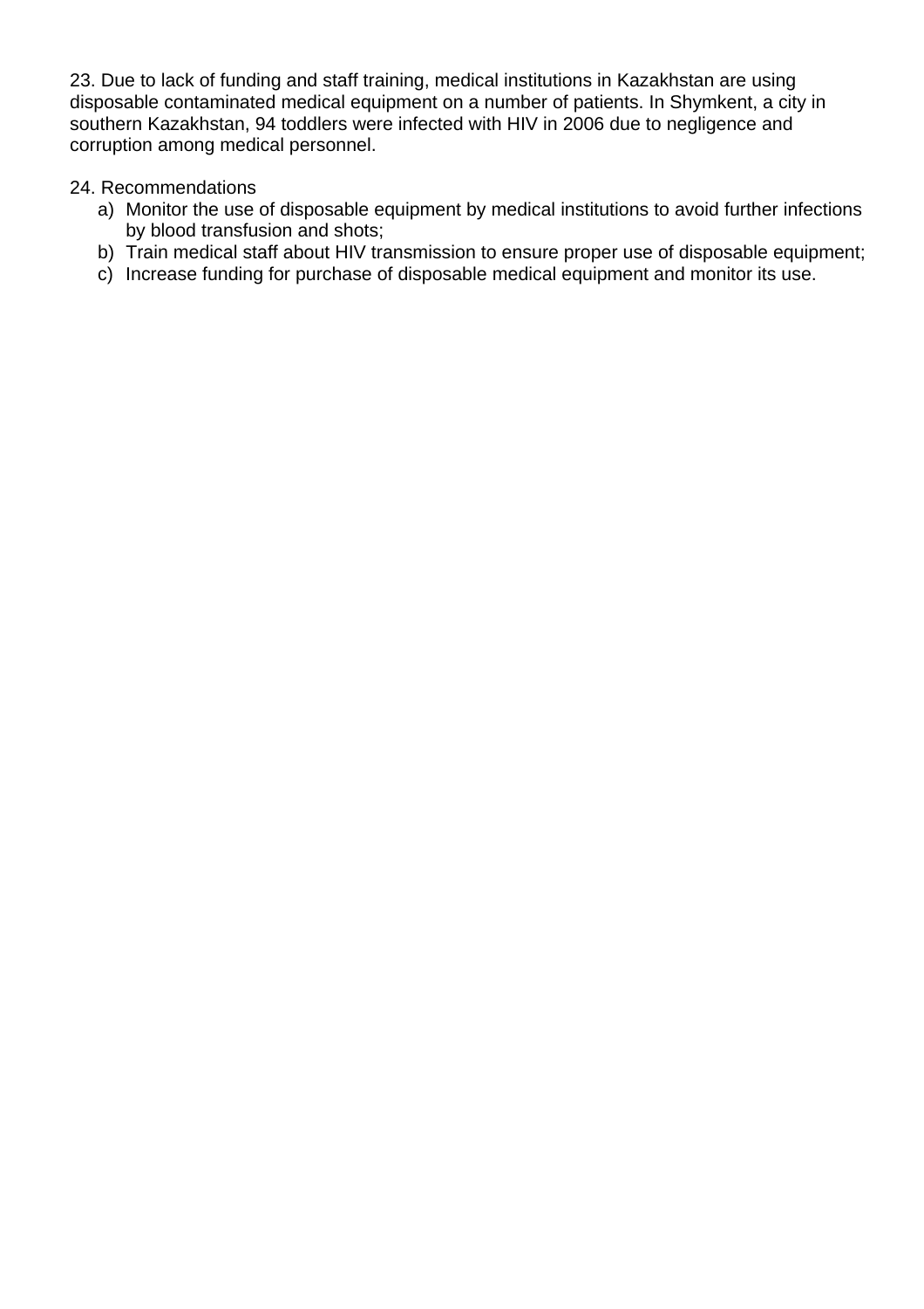23. Due to lack of funding and staff training, medical institutions in Kazakhstan are using disposable contaminated medical equipment on a number of patients. In Shymkent, a city in southern Kazakhstan, 94 toddlers were infected with HIV in 2006 due to negligence and corruption among medical personnel.

24. Recommendations

a) Monitor the use of disposable equipment by medical institutions to avoid further infections by blood transfusion and shots;
b) Train medical staff about HIV transmission to ensure proper use of disposable equipment;
c) Increase funding for purchase of disposable medical equipment and monitor its use.